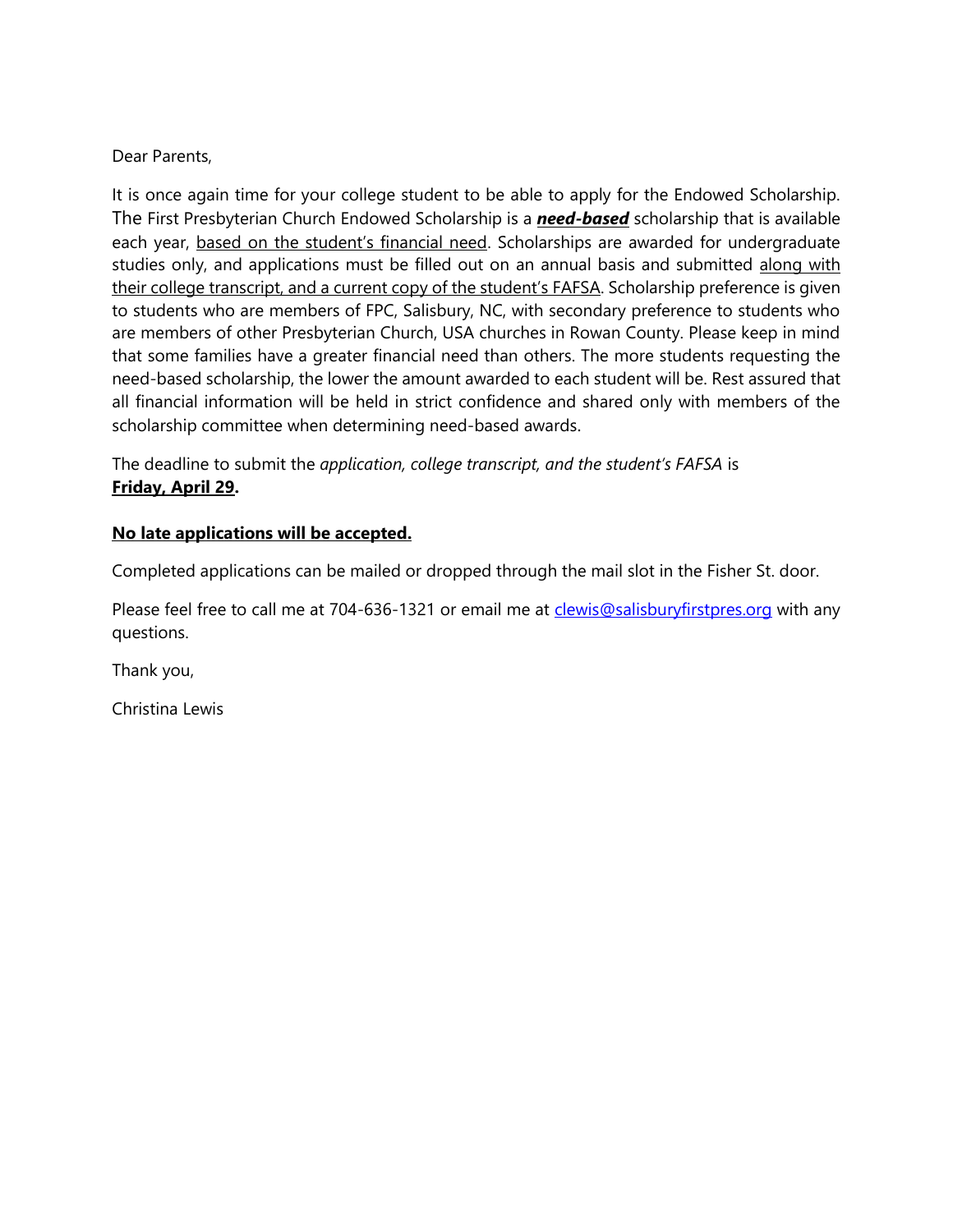Dear Parents,

It is once again time for your college student to be able to apply for the Endowed Scholarship. The First Presbyterian Church Endowed Scholarship is a ***need-based*** scholarship that is available each year, based on the student's financial need. Scholarships are awarded for undergraduate studies only, and applications must be filled out on an annual basis and submitted along with their college transcript, and a current copy of the student's FAFSA. Scholarship preference is given to students who are members of FPC, Salisbury, NC, with secondary preference to students who are members of other Presbyterian Church, USA churches in Rowan County. Please keep in mind that some families have a greater financial need than others. The more students requesting the need-based scholarship, the lower the amount awarded to each student will be. Rest assured that all financial information will be held in strict confidence and shared only with members of the scholarship committee when determining need-based awards.

The deadline to submit the *application, college transcript, and the student's FAFSA* is **Friday, April 29.**

**No late applications will be accepted.**

Completed applications can be mailed or dropped through the mail slot in the Fisher St. door.

Please feel free to call me at 704-636-1321 or email me at clewis@salisburyfirstpres.org with any questions.

Thank you,

Christina Lewis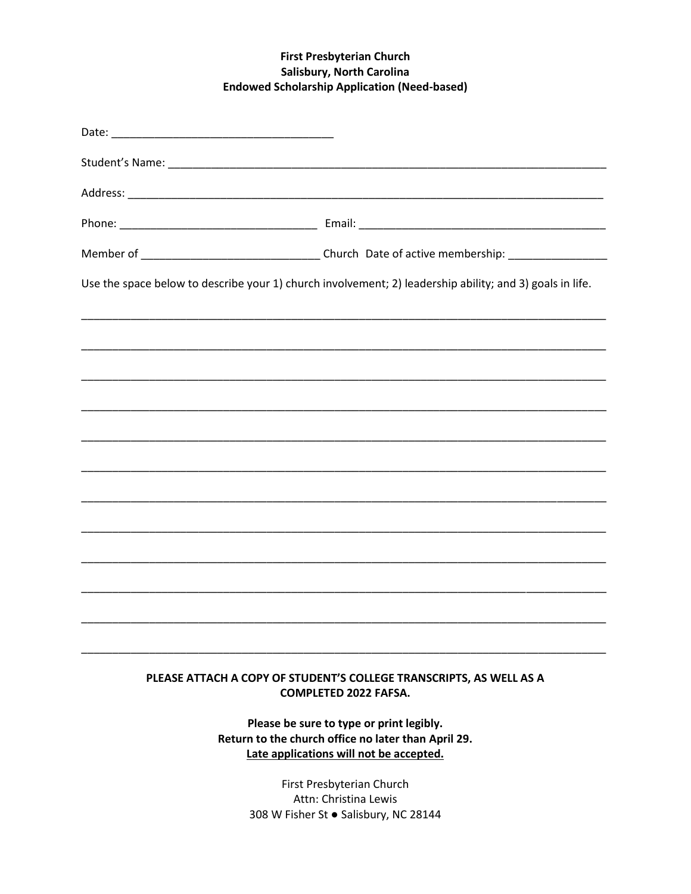**First Presbyterian Church**
**Salisbury, North Carolina**
**Endowed Scholarship Application (Need-based)**

Date: ___________________________________

Student's Name: ______________________________________________________________________

Address: ____________________________________________________________________________

Phone: ______________________________ Email: ______________________________________

Member of ___________________________ Church Date of active membership: _______________

Use the space below to describe your 1) church involvement; 2) leadership ability; and 3) goals in life.

_____________________________________________________________________________________

_____________________________________________________________________________________

_____________________________________________________________________________________

_____________________________________________________________________________________

_____________________________________________________________________________________

_____________________________________________________________________________________

_____________________________________________________________________________________

_____________________________________________________________________________________

_____________________________________________________________________________________

_____________________________________________________________________________________

_____________________________________________________________________________________

_____________________________________________________________________________________

**PLEASE ATTACH A COPY OF STUDENT'S COLLEGE TRANSCRIPTS, AS WELL AS A COMPLETED 2022 FAFSA.**

**Please be sure to type or print legibly.**
**Return to the church office no later than April 29.**
**<u>Late applications will not be accepted.</u>**

First Presbyterian Church
Attn: Christina Lewis
308 W Fisher St ● Salisbury, NC 28144